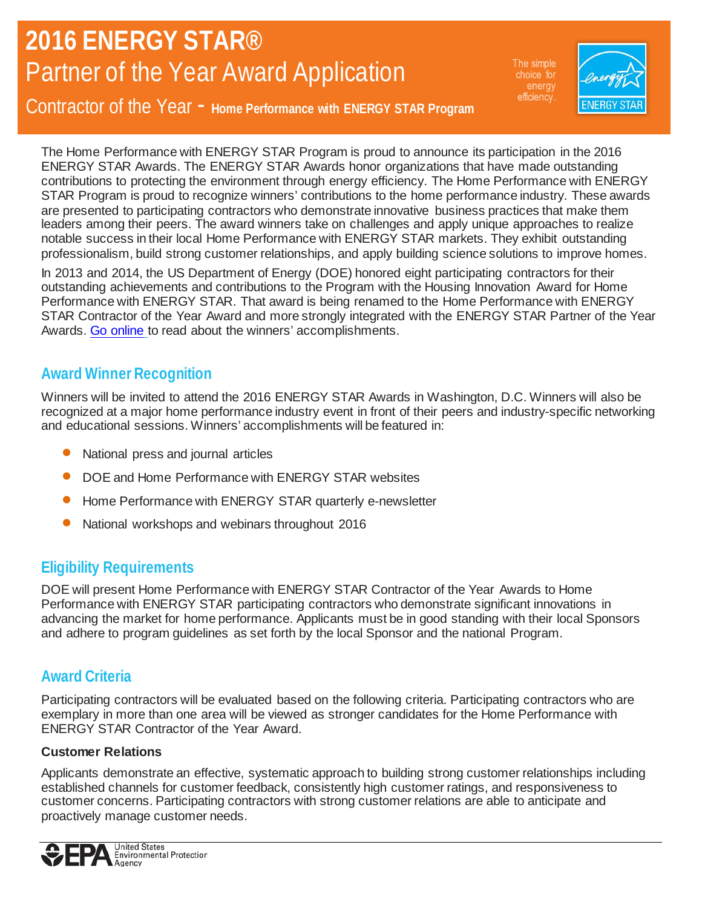# 2016 ENERGY STAR®

## Partner of the Year Award Application

### Contractor of the Year - Home Performance with ENERGY STAR Program

The simple choice for energy efficiency.

The Home Performance with ENERGY STAR Program is proud to announce its participation in the 2016 ENERGY STAR Awards. The ENERGY STAR Awards honor organizations that have made outstanding contributions to protecting the environment through energy efficiency. The Home Performance with ENERGY STAR Program is proud to recognize winners' contributions to the home performance industry. These awards are presented to participating contractors who demonstrate innovative business practices that make them leaders among their peers. The award winners take on challenges and apply unique approaches to realize notable success in their local Home Performance with ENERGY STAR markets. They exhibit outstanding professionalism, build strong customer relationships, and apply building science solutions to improve homes.

In 2013 and 2014, the US Department of Energy (DOE) honored eight participating contractors for their outstanding achievements and contributions to the Program with the Housing Innovation Award for Home Performance with ENERGY STAR. That award is being renamed to the Home Performance with ENERGY STAR Contractor of the Year Award and more strongly integrated with the ENERGY STAR Partner of the Year Awards. Go online to read about the winners' accomplishments.

## Award Winner Recognition

Winners will be invited to attend the 2016 ENERGY STAR Awards in Washington, D.C. Winners will also be recognized at a major home performance industry event in front of their peers and industry-specific networking and educational sessions. Winners' accomplishments will be featured in:

- National press and journal articles
- DOE and Home Performance with ENERGY STAR websites
- Home Performance with ENERGY STAR quarterly e-newsletter
- National workshops and webinars throughout 2016

## Eligibility Requirements

DOE will present Home Performance with ENERGY STAR Contractor of the Year Awards to Home Performance with ENERGY STAR participating contractors who demonstrate significant innovations in advancing the market for home performance. Applicants must be in good standing with their local Sponsors and adhere to program guidelines as set forth by the local Sponsor and the national Program.

## Award Criteria

Participating contractors will be evaluated based on the following criteria. Participating contractors who are exemplary in more than one area will be viewed as stronger candidates for the Home Performance with ENERGY STAR Contractor of the Year Award.

**Customer Relations**

Applicants demonstrate an effective, systematic approach to building strong customer relationships including established channels for customer feedback, consistently high customer ratings, and responsiveness to customer concerns. Participating contractors with strong customer relations are able to anticipate and proactively manage customer needs.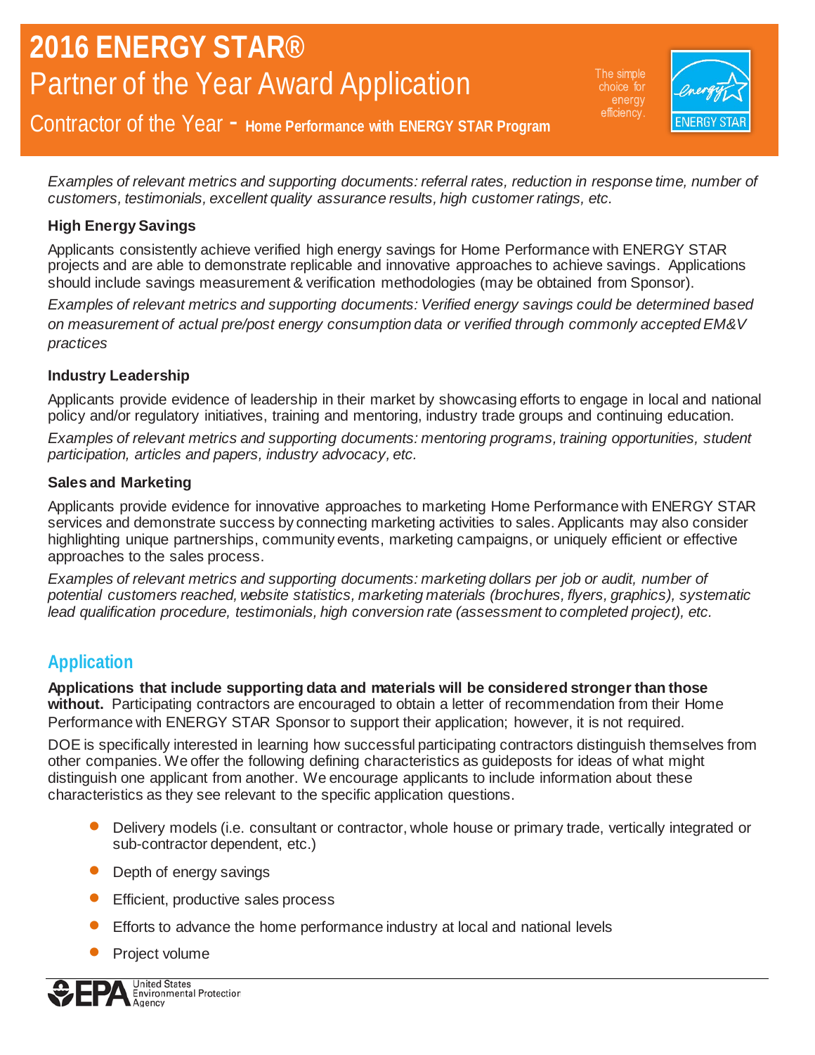*Examples of relevant metrics and supporting documents: referral rates, reduction in response time, number of customers, testimonials, excellent quality assurance results, high customer ratings, etc.*

**High Energy Savings**

Applicants consistently achieve verified high energy savings for Home Performance with ENERGY STAR projects and are able to demonstrate replicable and innovative approaches to achieve savings. Applications should include savings measurement & verification methodologies (may be obtained from Sponsor).

*Examples of relevant metrics and supporting documents: Verified energy savings could be determined based on measurement of actual pre/post energy consumption data or verified through commonly accepted EM&V practices*

**Industry Leadership**

Applicants provide evidence of leadership in their market by showcasing efforts to engage in local and national policy and/or regulatory initiatives, training and mentoring, industry trade groups and continuing education.

*Examples of relevant metrics and supporting documents: mentoring programs, training opportunities, student participation, articles and papers, industry advocacy, etc.*

**Sales and Marketing**

Applicants provide evidence for innovative approaches to marketing Home Performance with ENERGY STAR services and demonstrate success by connecting marketing activities to sales. Applicants may also consider highlighting unique partnerships, community events, marketing campaigns, or uniquely efficient or effective approaches to the sales process.

*Examples of relevant metrics and supporting documents: marketing dollars per job or audit, number of potential customers reached, website statistics, marketing materials (brochures, flyers, graphics), systematic lead qualification procedure, testimonials, high conversion rate (assessment to completed project), etc.*

## Application

**Applications that include supporting data and materials will be considered stronger than those without.** Participating contractors are encouraged to obtain a letter of recommendation from their Home Performance with ENERGY STAR Sponsor to support their application; however, it is not required.

DOE is specifically interested in learning how successful participating contractors distinguish themselves from other companies. We offer the following defining characteristics as guideposts for ideas of what might distinguish one applicant from another. We encourage applicants to include information about these characteristics as they see relevant to the specific application questions.

- Delivery models (i.e. consultant or contractor, whole house or primary trade, vertically integrated or sub-contractor dependent, etc.)
- Depth of energy savings
- Efficient, productive sales process
- Efforts to advance the home performance industry at local and national levels
- Project volume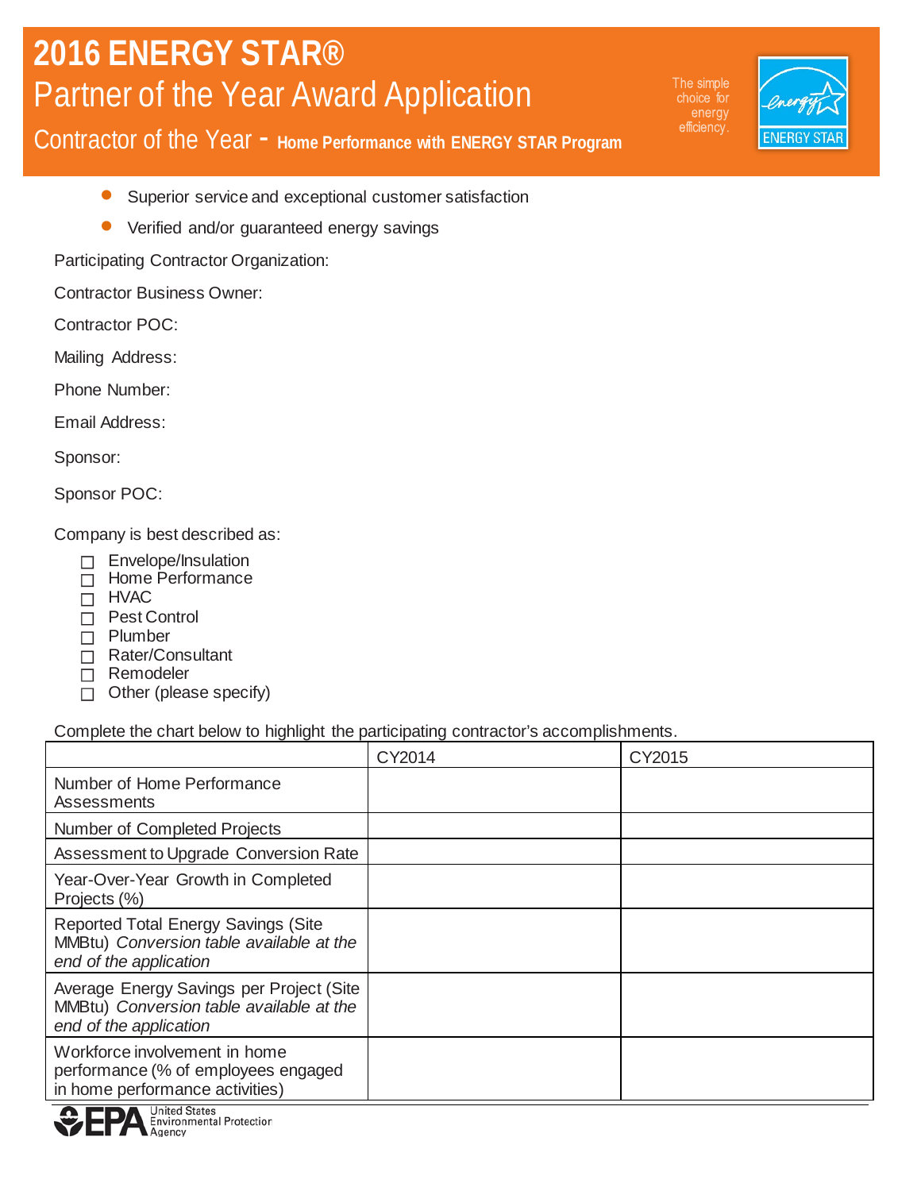# 2016 ENERGY STAR®

## Partner of the Year Award Application

### Contractor of the Year - Home Performance with ENERGY STAR Program

- Superior service and exceptional customer satisfaction
- Verified and/or guaranteed energy savings

Participating Contractor Organization:

Contractor Business Owner:

Contractor POC:

Mailing Address:

Phone Number:

Email Address:

Sponsor:

Sponsor POC:

Company is best described as:

- ☐ Envelope/Insulation
- ☐ Home Performance
- ☐ HVAC
- ☐ Pest Control
- ☐ Plumber
- ☐ Rater/Consultant
- ☐ Remodeler
- ☐ Other (please specify)

Complete the chart below to highlight the participating contractor's accomplishments.

| | CY2014 | CY2015 |
|---|---|---|
| Number of Home Performance Assessments | | |
| Number of Completed Projects | | |
| Assessment to Upgrade Conversion Rate | | |
| Year-Over-Year Growth in Completed Projects (%) | | |
| Reported Total Energy Savings (Site MMBtu) *Conversion table available at the end of the application* | | |
| Average Energy Savings per Project (Site MMBtu) *Conversion table available at the end of the application* | | |
| Workforce involvement in home performance (% of employees engaged in home performance activities) | | |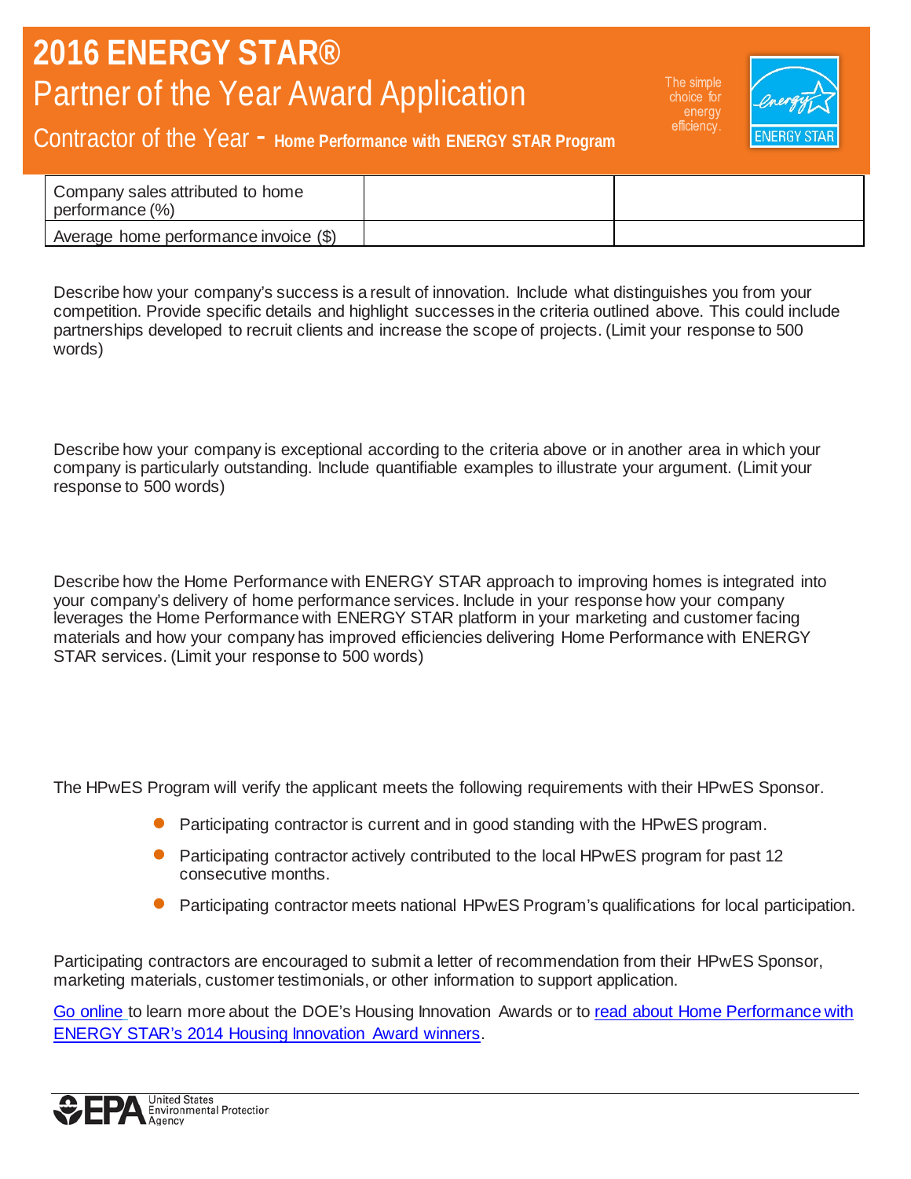# 2016 ENERGY STAR®

## Partner of the Year Award Application

### Contractor of the Year - Home Performance with ENERGY STAR Program

| | | |
|---|---|---|
| Company sales attributed to home performance (%) | | |
| Average home performance invoice ($) | | |

Describe how your company's success is a result of innovation. Include what distinguishes you from your competition. Provide specific details and highlight successes in the criteria outlined above. This could include partnerships developed to recruit clients and increase the scope of projects. (Limit your response to 500 words)

Describe how your company is exceptional according to the criteria above or in another area in which your company is particularly outstanding. Include quantifiable examples to illustrate your argument. (Limit your response to 500 words)

Describe how the Home Performance with ENERGY STAR approach to improving homes is integrated into your company's delivery of home performance services. Include in your response how your company leverages the Home Performance with ENERGY STAR platform in your marketing and customer facing materials and how your company has improved efficiencies delivering Home Performance with ENERGY STAR services. (Limit your response to 500 words)

The HPwES Program will verify the applicant meets the following requirements with their HPwES Sponsor.

- Participating contractor is current and in good standing with the HPwES program.
- Participating contractor actively contributed to the local HPwES program for past 12 consecutive months.
- Participating contractor meets national HPwES Program's qualifications for local participation.

Participating contractors are encouraged to submit a letter of recommendation from their HPwES Sponsor, marketing materials, customer testimonials, or other information to support application.

Go online to learn more about the DOE's Housing Innovation Awards or to read about Home Performance with ENERGY STAR's 2014 Housing Innovation Award winners.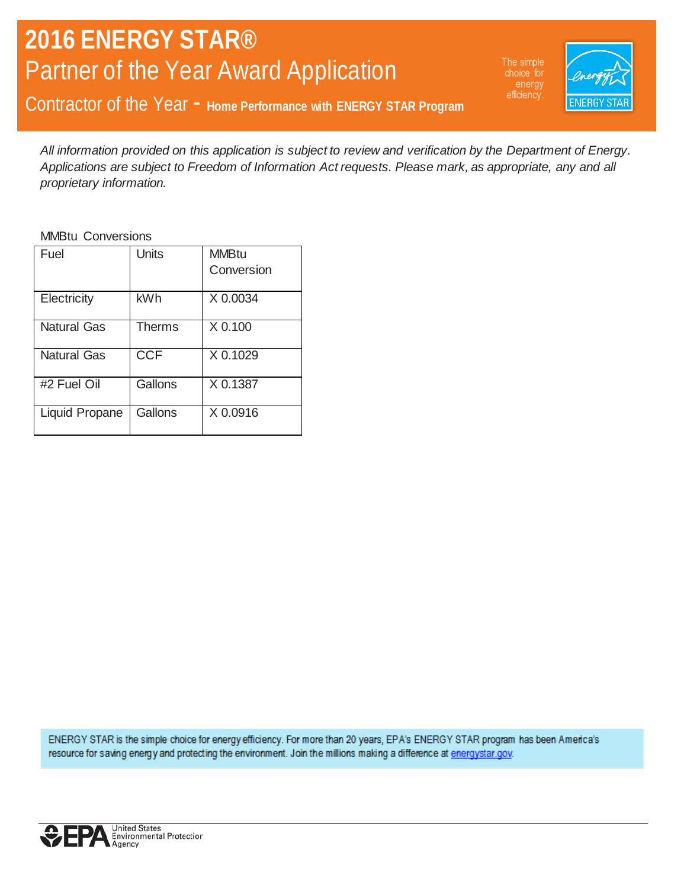# 2016 ENERGY STAR®

## Partner of the Year Award Application

### Contractor of the Year - Home Performance with ENERGY STAR Program

*All information provided on this application is subject to review and verification by the Department of Energy. Applications are subject to Freedom of Information Act requests. Please mark, as appropriate, any and all proprietary information.*

MMBtu Conversions

| Fuel | Units | MMBtu Conversion |
|---|---|---|
| Electricity | kWh | X 0.0034 |
| Natural Gas | Therms | X 0.100 |
| Natural Gas | CCF | X 0.1029 |
| #2 Fuel Oil | Gallons | X 0.1387 |
| Liquid Propane | Gallons | X 0.0916 |

ENERGY STAR is the simple choice for energy efficiency. For more than 20 years, EPA's ENERGY STAR program has been America's resource for saving energy and protecting the environment. Join the millions making a difference at energystar.gov.